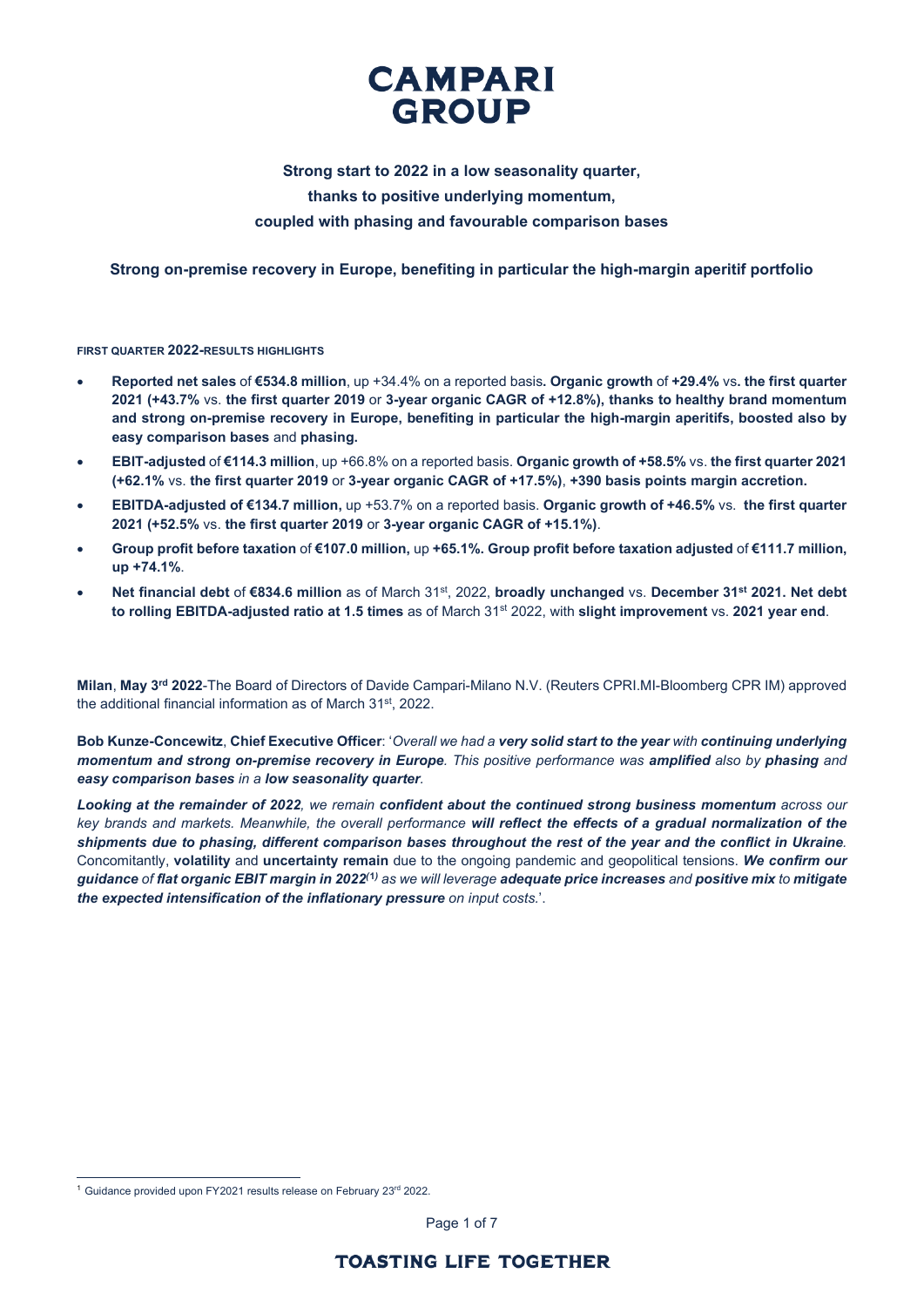# CAMPARI GROUP

**Strong start to 2022 in a low seasonality quarter, thanks to positive underlying momentum, coupled with phasing and favourable comparison bases**

**Strong on-premise recovery in Europe, benefiting in particular the high-margin aperitif portfolio**

**FIRST QUARTER 2022-RESULTS HIGHLIGHTS**

- **Reported net sales** of **€534.8 million**, up +34.4% on a reported basis**. Organic growth** of **+29.4%** vs**. the first quarter 2021 (+43.7%** vs. **the first quarter 2019** or **3-year organic CAGR of +12.8%), thanks to healthy brand momentum and strong on-premise recovery in Europe, benefiting in particular the high-margin aperitifs, boosted also by easy comparison bases** and **phasing.**
- **EBIT-adjusted** of **€114.3 million**, up +66.8% on a reported basis. **Organic growth of +58.5%** vs. **the first quarter 2021 (+62.1%** vs. **the first quarter 2019** or **3-year organic CAGR of +17.5%)**, **+390 basis points margin accretion.**
- **EBITDA-adjusted of €134.7 million,** up +53.7% on a reported basis. **Organic growth of +46.5%** vs. **the first quarter 2021 (+52.5%** vs. **the first quarter 2019** or **3-year organic CAGR of +15.1%)**.
- **Group profit before taxation** of **€107.0 million,** up **+65.1%. Group profit before taxation adjusted** of **€111.7 million, up +74.1%**.
- **Net financial debt** of **€834.6 million** as of March 31st, 2022, **broadly unchanged** vs. **December 31st 2021. Net debt to rolling EBITDA-adjusted ratio at 1.5 times** as of March 31st 2022, with **slight improvement** vs. **2021 year end**.

**Milan**, **May 3rd 2022**-The Board of Directors of Davide Campari-Milano N.V. (Reuters CPRI.MI-Bloomberg CPR IM) approved the additional financial information as of March 31st, 2022.

**Bob Kunze-Concewitz**, **Chief Executive Officer**: '*Overall we had a **very solid start to the year** with **continuing underlying momentum and strong on-premise recovery in Europe**. This positive performance was **amplified** also by **phasing** and **easy comparison bases** in a **low seasonality quarter**.*

***Looking at the remainder of 2022**, we remain **confident about the continued strong business momentum** across our key brands and markets. Meanwhile, the overall performance **will reflect the effects of a gradual normalization of the shipments due to phasing, different comparison bases throughout the rest of the year and the conflict in Ukraine**.* Concomitantly, **volatility** and **uncertainty remain** due to the ongoing pandemic and geopolitical tensions. ***We confirm our guidance** of **flat organic EBIT margin in 2022**[1] as we will leverage **adequate price increases** and **positive mix** to **mitigate the expected intensification of the inflationary pressure** on input costs.*'.

[1] Guidance provided upon FY2021 results release on February 23rd 2022.

**TOASTING LIFE TOGETHER**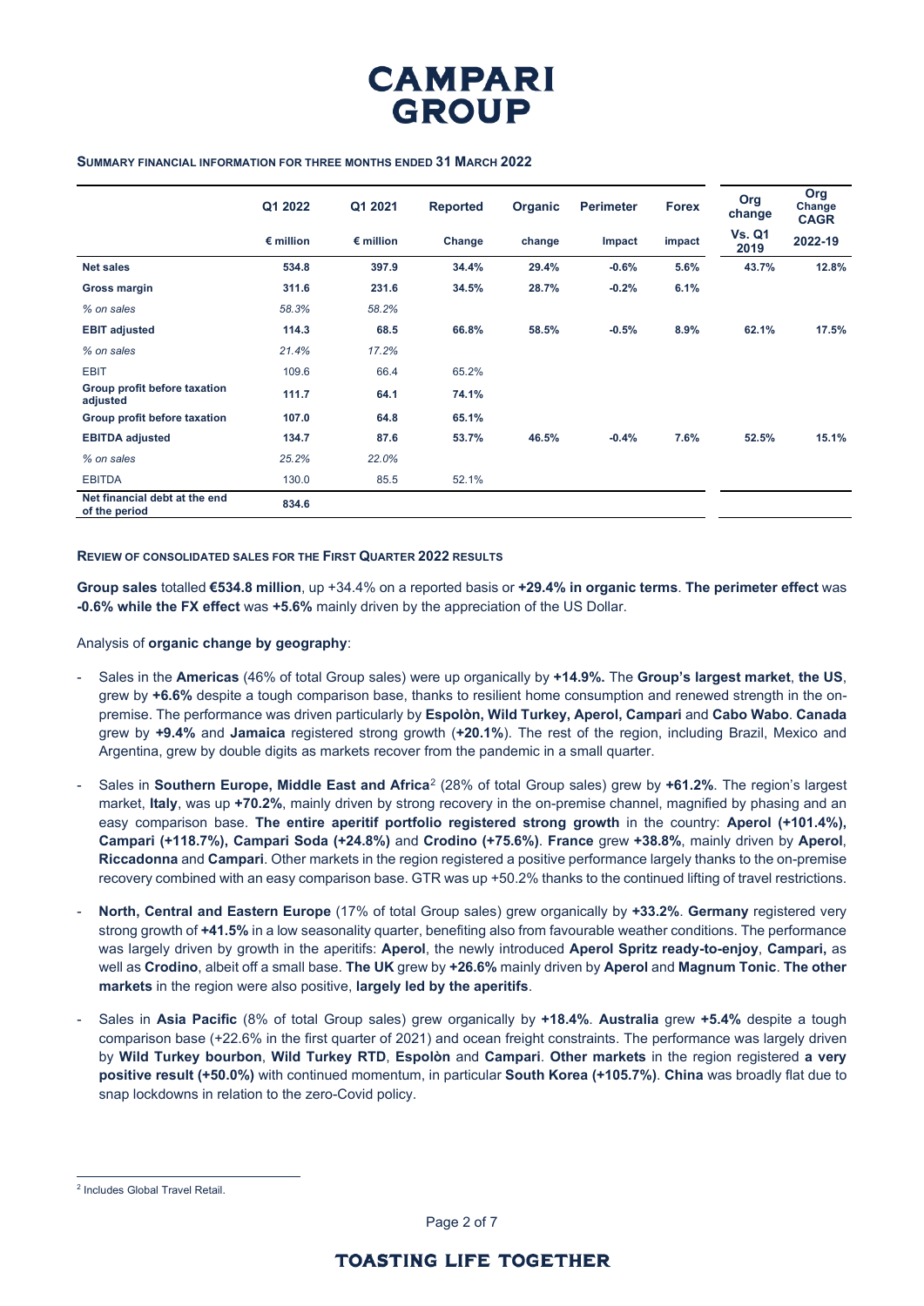**SUMMARY FINANCIAL INFORMATION FOR THREE MONTHS ENDED 31 MARCH 2022**

| | Q1 2022 | Q1 2021 | Reported | Organic | Perimeter | Forex | Org change | Org Change CAGR |
|---|---|---|---|---|---|---|---|---|
| | € million | € million | Change | change | Impact | impact | Vs. Q1 2019 | 2022-19 |
| **Net sales** | **534.8** | **397.9** | **34.4%** | **29.4%** | **-0.6%** | **5.6%** | **43.7%** | **12.8%** |
| **Gross margin** | **311.6** | **231.6** | **34.5%** | **28.7%** | **-0.2%** | **6.1%** | | |
| *% on sales* | *58.3%* | *58.2%* | | | | | | |
| **EBIT adjusted** | **114.3** | **68.5** | **66.8%** | **58.5%** | **-0.5%** | **8.9%** | **62.1%** | **17.5%** |
| *% on sales* | *21.4%* | *17.2%* | | | | | | |
| EBIT | 109.6 | 66.4 | 65.2% | | | | | |
| **Group profit before taxation adjusted** | **111.7** | **64.1** | **74.1%** | | | | | |
| **Group profit before taxation** | **107.0** | **64.8** | **65.1%** | | | | | |
| **EBITDA adjusted** | **134.7** | **87.6** | **53.7%** | **46.5%** | **-0.4%** | **7.6%** | **52.5%** | **15.1%** |
| *% on sales* | *25.2%* | *22.0%* | | | | | | |
| EBITDA | 130.0 | 85.5 | 52.1% | | | | | |
| **Net financial debt at the end of the period** | **834.6** | | | | | | | |

**REVIEW OF CONSOLIDATED SALES FOR THE FIRST QUARTER 2022 RESULTS**

**Group sales** totalled **€534.8 million**, up +34.4% on a reported basis or **+29.4% in organic terms**. **The perimeter effect** was **-0.6% while the FX effect** was **+5.6%** mainly driven by the appreciation of the US Dollar.

Analysis of **organic change by geography**:

- Sales in the **Americas** (46% of total Group sales) were up organically by **+14.9%.** The **Group's largest market**, **the US**, grew by **+6.6%** despite a tough comparison base, thanks to resilient home consumption and renewed strength in the on-premise. The performance was driven particularly by **Espolòn, Wild Turkey, Aperol, Campari** and **Cabo Wabo**. **Canada** grew by **+9.4%** and **Jamaica** registered strong growth (**+20.1%**). The rest of the region, including Brazil, Mexico and Argentina, grew by double digits as markets recover from the pandemic in a small quarter.
- Sales in **Southern Europe, Middle East and Africa**[2] (28% of total Group sales) grew by **+61.2%**. The region's largest market, **Italy**, was up **+70.2%**, mainly driven by strong recovery in the on-premise channel, magnified by phasing and an easy comparison base. **The entire aperitif portfolio registered strong growth** in the country: **Aperol (+101.4%), Campari (+118.7%), Campari Soda (+24.8%)** and **Crodino (+75.6%)**. **France** grew **+38.8%**, mainly driven by **Aperol**, **Riccadonna** and **Campari**. Other markets in the region registered a positive performance largely thanks to the on-premise recovery combined with an easy comparison base. GTR was up +50.2% thanks to the continued lifting of travel restrictions.
- **North, Central and Eastern Europe** (17% of total Group sales) grew organically by **+33.2%**. **Germany** registered very strong growth of **+41.5%** in a low seasonality quarter, benefiting also from favourable weather conditions. The performance was largely driven by growth in the aperitifs: **Aperol**, the newly introduced **Aperol Spritz ready-to-enjoy**, **Campari,** as well as **Crodino**, albeit off a small base. **The UK** grew by **+26.6%** mainly driven by **Aperol** and **Magnum Tonic**. **The other markets** in the region were also positive, **largely led by the aperitifs**.
- Sales in **Asia Pacific** (8% of total Group sales) grew organically by **+18.4%**. **Australia** grew **+5.4%** despite a tough comparison base (+22.6% in the first quarter of 2021) and ocean freight constraints. The performance was largely driven by **Wild Turkey bourbon**, **Wild Turkey RTD**, **Espolòn** and **Campari**. **Other markets** in the region registered **a very positive result (+50.0%)** with continued momentum, in particular **South Korea (+105.7%)**. **China** was broadly flat due to snap lockdowns in relation to the zero-Covid policy.

[2] Includes Global Travel Retail.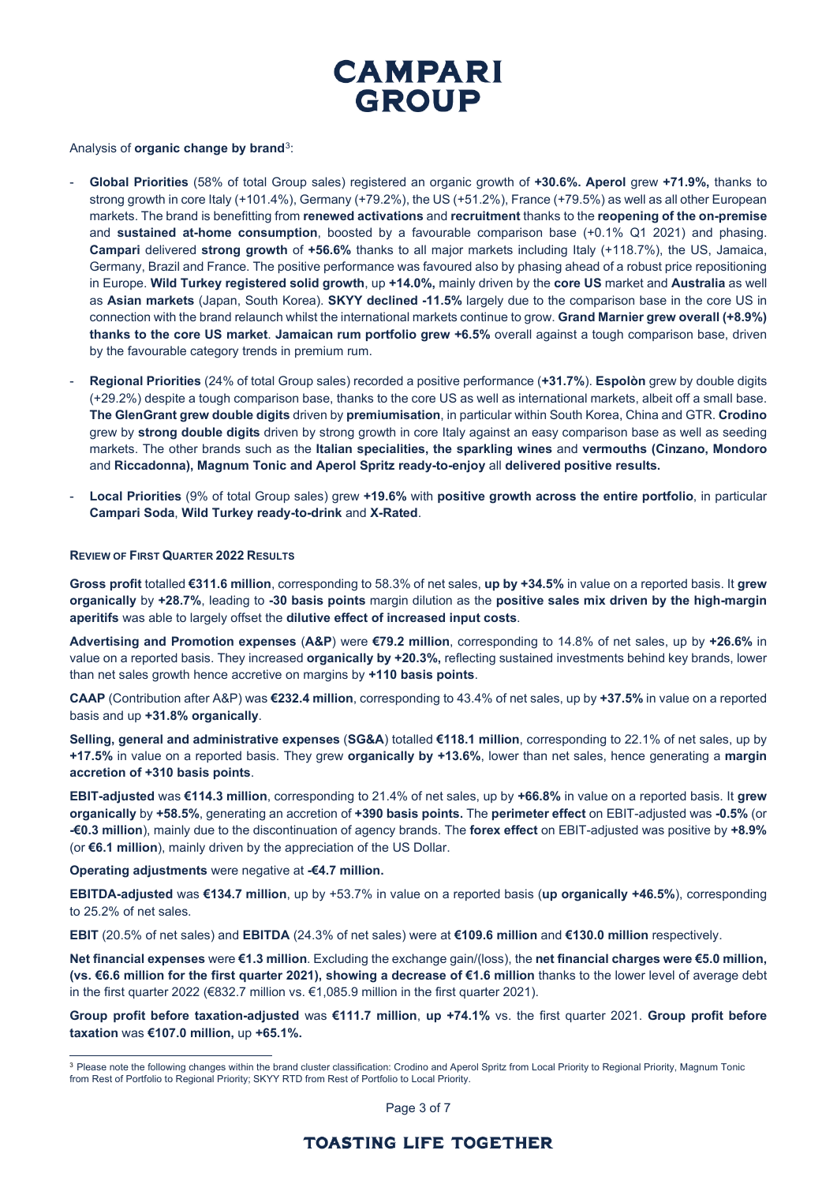Analysis of **organic change by brand**[3]:

- **Global Priorities** (58% of total Group sales) registered an organic growth of **+30.6%. Aperol** grew **+71.9%,** thanks to strong growth in core Italy (+101.4%), Germany (+79.2%), the US (+51.2%), France (+79.5%) as well as all other European markets. The brand is benefitting from **renewed activations** and **recruitment** thanks to the **reopening of the on-premise** and **sustained at-home consumption**, boosted by a favourable comparison base (+0.1% Q1 2021) and phasing. **Campari** delivered **strong growth** of **+56.6%** thanks to all major markets including Italy (+118.7%), the US, Jamaica, Germany, Brazil and France. The positive performance was favoured also by phasing ahead of a robust price repositioning in Europe. **Wild Turkey registered solid growth**, up **+14.0%,** mainly driven by the **core US** market and **Australia** as well as **Asian markets** (Japan, South Korea). **SKYY declined -11.5%** largely due to the comparison base in the core US in connection with the brand relaunch whilst the international markets continue to grow. **Grand Marnier grew overall (+8.9%) thanks to the core US market**. **Jamaican rum portfolio grew +6.5%** overall against a tough comparison base, driven by the favourable category trends in premium rum.
- **Regional Priorities** (24% of total Group sales) recorded a positive performance (**+31.7%**). **Espolòn** grew by double digits (+29.2%) despite a tough comparison base, thanks to the core US as well as international markets, albeit off a small base. **The GlenGrant grew double digits** driven by **premiumisation**, in particular within South Korea, China and GTR. **Crodino** grew by **strong double digits** driven by strong growth in core Italy against an easy comparison base as well as seeding markets. The other brands such as the **Italian specialities, the sparkling wines** and **vermouths (Cinzano, Mondoro** and **Riccadonna), Magnum Tonic and Aperol Spritz ready-to-enjoy** all **delivered positive results.**
- **Local Priorities** (9% of total Group sales) grew **+19.6%** with **positive growth across the entire portfolio**, in particular **Campari Soda**, **Wild Turkey ready-to-drink** and **X-Rated**.

**REVIEW OF FIRST QUARTER 2022 RESULTS**

**Gross profit** totalled **€311.6 million**, corresponding to 58.3% of net sales, **up by +34.5%** in value on a reported basis. It **grew organically** by **+28.7%**, leading to **-30 basis points** margin dilution as the **positive sales mix driven by the high-margin aperitifs** was able to largely offset the **dilutive effect of increased input costs**.

**Advertising and Promotion expenses** (**A&P**) were **€79.2 million**, corresponding to 14.8% of net sales, up by **+26.6%** in value on a reported basis. They increased **organically by +20.3%,** reflecting sustained investments behind key brands, lower than net sales growth hence accretive on margins by **+110 basis points**.

**CAAP** (Contribution after A&P) was **€232.4 million**, corresponding to 43.4% of net sales, up by **+37.5%** in value on a reported basis and up **+31.8% organically**.

**Selling, general and administrative expenses** (**SG&A**) totalled **€118.1 million**, corresponding to 22.1% of net sales, up by **+17.5%** in value on a reported basis. They grew **organically by +13.6%**, lower than net sales, hence generating a **margin accretion of +310 basis points**.

**EBIT-adjusted** was **€114.3 million**, corresponding to 21.4% of net sales, up by **+66.8%** in value on a reported basis. It **grew organically** by **+58.5%**, generating an accretion of **+390 basis points.** The **perimeter effect** on EBIT-adjusted was **-0.5%** (or **-€0.3 million**), mainly due to the discontinuation of agency brands. The **forex effect** on EBIT-adjusted was positive by **+8.9%** (or **€6.1 million**), mainly driven by the appreciation of the US Dollar.

**Operating adjustments** were negative at **-€4.7 million.**

**EBITDA-adjusted** was **€134.7 million**, up by +53.7% in value on a reported basis (**up organically +46.5%**), corresponding to 25.2% of net sales.

**EBIT** (20.5% of net sales) and **EBITDA** (24.3% of net sales) were at **€109.6 million** and **€130.0 million** respectively.

**Net financial expenses** were **€1.3 million**. Excluding the exchange gain/(loss), the **net financial charges were €5.0 million, (vs. €6.6 million for the first quarter 2021), showing a decrease of €1.6 million** thanks to the lower level of average debt in the first quarter 2022 (€832.7 million vs. €1,085.9 million in the first quarter 2021).

**Group profit before taxation-adjusted** was **€111.7 million**, **up +74.1%** vs. the first quarter 2021. **Group profit before taxation** was **€107.0 million,** up **+65.1%.**

[3] Please note the following changes within the brand cluster classification: Crodino and Aperol Spritz from Local Priority to Regional Priority, Magnum Tonic from Rest of Portfolio to Regional Priority; SKYY RTD from Rest of Portfolio to Local Priority.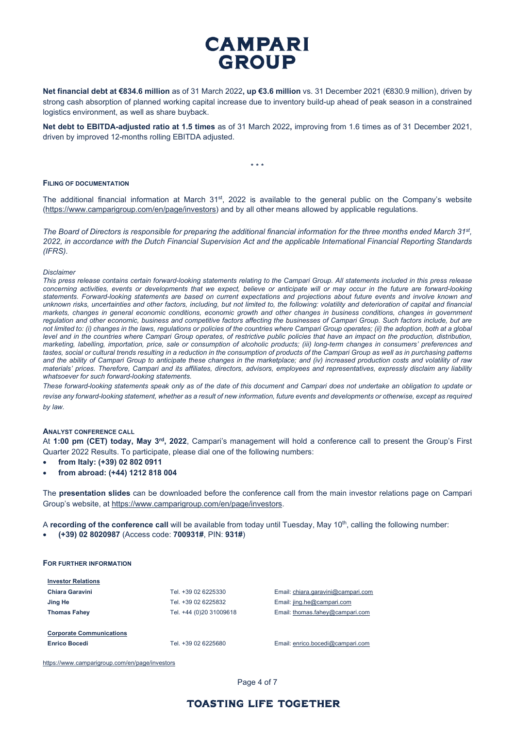**Net financial debt at €834.6 million** as of 31 March 2022**, up €3.6 million** vs. 31 December 2021 (€830.9 million), driven by strong cash absorption of planned working capital increase due to inventory build-up ahead of peak season in a constrained logistics environment, as well as share buyback.

**Net debt to EBITDA-adjusted ratio at 1.5 times** as of 31 March 2022**,** improving from 1.6 times as of 31 December 2021, driven by improved 12-months rolling EBITDA adjusted.

\* \* \*

#### FILING OF DOCUMENTATION

The additional financial information at March 31st, 2022 is available to the general public on the Company's website (https://www.camparigroup.com/en/page/investors) and by all other means allowed by applicable regulations.

*The Board of Directors is responsible for preparing the additional financial information for the three months ended March 31st, 2022, in accordance with the Dutch Financial Supervision Act and the applicable International Financial Reporting Standards (IFRS).*

*Disclaimer*

*This press release contains certain forward-looking statements relating to the Campari Group. All statements included in this press release concerning activities, events or developments that we expect, believe or anticipate will or may occur in the future are forward-looking statements. Forward-looking statements are based on current expectations and projections about future events and involve known and unknown risks, uncertainties and other factors, including, but not limited to, the following: volatility and deterioration of capital and financial markets, changes in general economic conditions, economic growth and other changes in business conditions, changes in government regulation and other economic, business and competitive factors affecting the businesses of Campari Group. Such factors include, but are not limited to: (i) changes in the laws, regulations or policies of the countries where Campari Group operates; (ii) the adoption, both at a global level and in the countries where Campari Group operates, of restrictive public policies that have an impact on the production, distribution, marketing, labelling, importation, price, sale or consumption of alcoholic products; (iii) long-term changes in consumers' preferences and tastes, social or cultural trends resulting in a reduction in the consumption of products of the Campari Group as well as in purchasing patterns and the ability of Campari Group to anticipate these changes in the marketplace; and (iv) increased production costs and volatility of raw materials' prices. Therefore, Campari and its affiliates, directors, advisors, employees and representatives, expressly disclaim any liability whatsoever for such forward-looking statements.*

*These forward-looking statements speak only as of the date of this document and Campari does not undertake an obligation to update or revise any forward-looking statement, whether as a result of new information, future events and developments or otherwise, except as required by law.*

#### ANALYST CONFERENCE CALL

At **1:00 pm (CET) today, May 3rd, 2022**, Campari's management will hold a conference call to present the Group's First Quarter 2022 Results. To participate, please dial one of the following numbers:

- **from Italy: (+39) 02 802 0911**
- **from abroad: (+44) 1212 818 004**

The **presentation slides** can be downloaded before the conference call from the main investor relations page on Campari Group's website, at https://www.camparigroup.com/en/page/investors.

A **recording of the conference call** will be available from today until Tuesday, May 10th, calling the following number:

- **(+39) 02 8020987** (Access code: **700931#**, PIN: **931#**)

#### FOR FURTHER INFORMATION

| **Investor Relations** | | |
|---|---|---|
| **Chiara Garavini** | Tel. +39 02 6225330 | Email: chiara.garavini@campari.com |
| **Jing He** | Tel. +39 02 6225832 | Email: jing.he@campari.com |
| **Thomas Fahey** | Tel. +44 (0)20 31009618 | Email: thomas.fahey@campari.com |
| | | |
| **Corporate Communications** | | |
| **Enrico Bocedi** | Tel. +39 02 6225680 | Email: enrico.bocedi@campari.com |

https://www.camparigroup.com/en/page/investors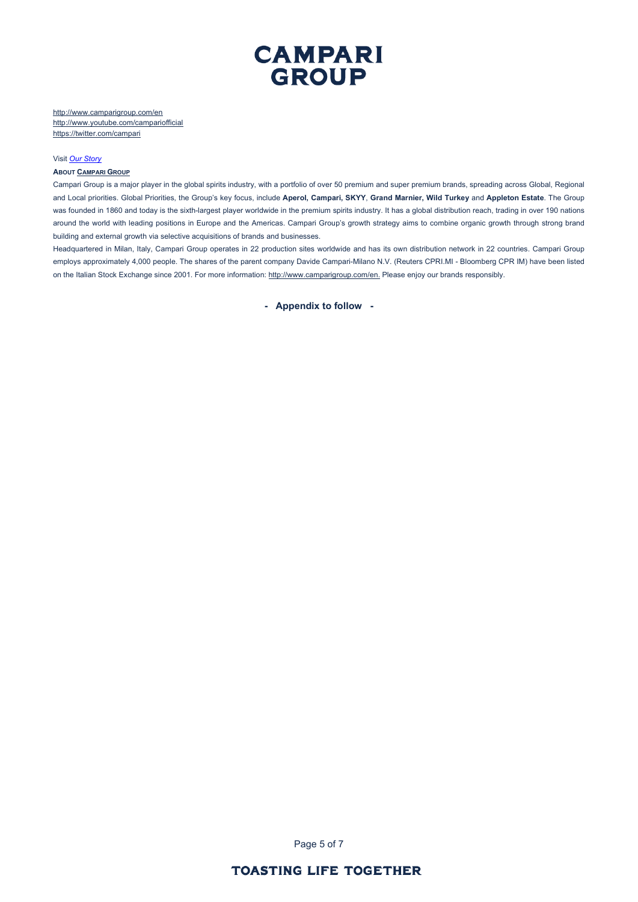http://www.camparigroup.com/en
http://www.youtube.com/campariofficial
https://twitter.com/campari

Visit *Our Story*

**ABOUT CAMPARI GROUP**

Campari Group is a major player in the global spirits industry, with a portfolio of over 50 premium and super premium brands, spreading across Global, Regional and Local priorities. Global Priorities, the Group's key focus, include **Aperol, Campari, SKYY**, **Grand Marnier, Wild Turkey** and **Appleton Estate**. The Group was founded in 1860 and today is the sixth-largest player worldwide in the premium spirits industry. It has a global distribution reach, trading in over 190 nations around the world with leading positions in Europe and the Americas. Campari Group's growth strategy aims to combine organic growth through strong brand building and external growth via selective acquisitions of brands and businesses.

Headquartered in Milan, Italy, Campari Group operates in 22 production sites worldwide and has its own distribution network in 22 countries. Campari Group employs approximately 4,000 people. The shares of the parent company Davide Campari-Milano N.V. (Reuters CPRI.MI - Bloomberg CPR IM) have been listed on the Italian Stock Exchange since 2001. For more information: http://www.camparigroup.com/en. Please enjoy our brands responsibly.

**- Appendix to follow -**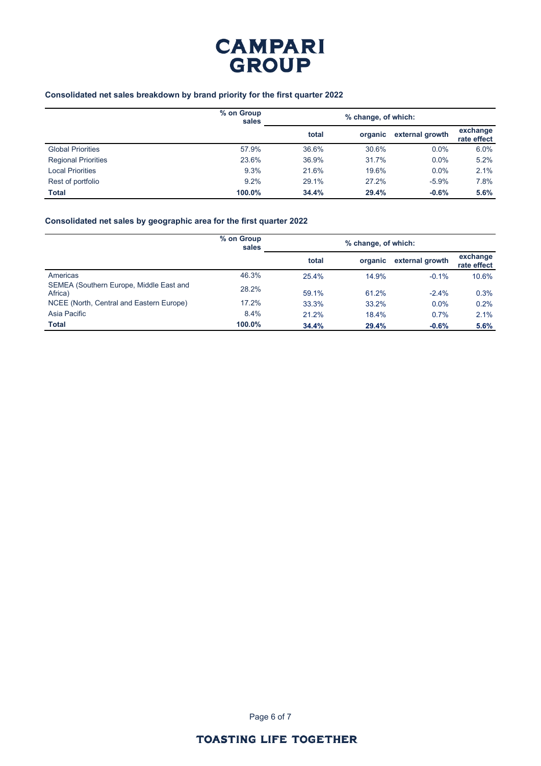**Consolidated net sales breakdown by brand priority for the first quarter 2022**

| | % on Group sales | % change, of which: | | | |
|---|---|---|---|---|---|
| | | total | organic | external growth | exchange rate effect |
| Global Priorities | 57.9% | 36.6% | 30.6% | 0.0% | 6.0% |
| Regional Priorities | 23.6% | 36.9% | 31.7% | 0.0% | 5.2% |
| Local Priorities | 9.3% | 21.6% | 19.6% | 0.0% | 2.1% |
| Rest of portfolio | 9.2% | 29.1% | 27.2% | -5.9% | 7.8% |
| **Total** | **100.0%** | **34.4%** | **29.4%** | **-0.6%** | **5.6%** |

**Consolidated net sales by geographic area for the first quarter 2022**

| | % on Group sales | % change, of which: | | | |
|---|---|---|---|---|---|
| | | total | organic | external growth | exchange rate effect |
| Americas | 46.3% | 25.4% | 14.9% | -0.1% | 10.6% |
| SEMEA (Southern Europe, Middle East and Africa) | 28.2% | 59.1% | 61.2% | -2.4% | 0.3% |
| NCEE (North, Central and Eastern Europe) | 17.2% | 33.3% | 33.2% | 0.0% | 0.2% |
| Asia Pacific | 8.4% | 21.2% | 18.4% | 0.7% | 2.1% |
| **Total** | **100.0%** | **34.4%** | **29.4%** | **-0.6%** | **5.6%** |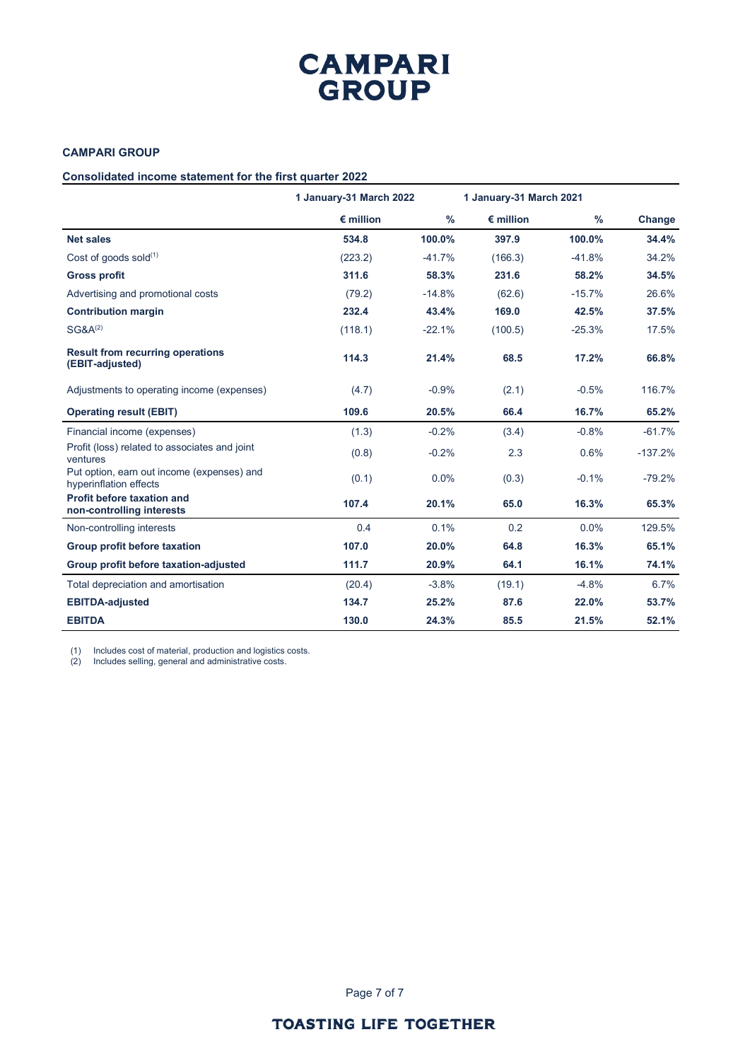# CAMPARI GROUP

**CAMPARI GROUP**

**Consolidated income statement for the first quarter 2022**

| | 1 January-31 March 2022 | | 1 January-31 March 2021 | | |
|---|---|---|---|---|---|
| | € million | % | € million | % | Change |
| **Net sales** | **534.8** | **100.0%** | **397.9** | **100.0%** | **34.4%** |
| Cost of goods sold(1) | (223.2) | -41.7% | (166.3) | -41.8% | 34.2% |
| **Gross profit** | **311.6** | **58.3%** | **231.6** | **58.2%** | **34.5%** |
| Advertising and promotional costs | (79.2) | -14.8% | (62.6) | -15.7% | 26.6% |
| **Contribution margin** | **232.4** | **43.4%** | **169.0** | **42.5%** | **37.5%** |
| SG&A(2) | (118.1) | -22.1% | (100.5) | -25.3% | 17.5% |
| **Result from recurring operations (EBIT-adjusted)** | **114.3** | **21.4%** | **68.5** | **17.2%** | **66.8%** |
| Adjustments to operating income (expenses) | (4.7) | -0.9% | (2.1) | -0.5% | 116.7% |
| **Operating result (EBIT)** | **109.6** | **20.5%** | **66.4** | **16.7%** | **65.2%** |
| Financial income (expenses) | (1.3) | -0.2% | (3.4) | -0.8% | -61.7% |
| Profit (loss) related to associates and joint ventures | (0.8) | -0.2% | 2.3 | 0.6% | -137.2% |
| Put option, earn out income (expenses) and hyperinflation effects | (0.1) | 0.0% | (0.3) | -0.1% | -79.2% |
| **Profit before taxation and non-controlling interests** | **107.4** | **20.1%** | **65.0** | **16.3%** | **65.3%** |
| Non-controlling interests | 0.4 | 0.1% | 0.2 | 0.0% | 129.5% |
| **Group profit before taxation** | **107.0** | **20.0%** | **64.8** | **16.3%** | **65.1%** |
| **Group profit before taxation-adjusted** | **111.7** | **20.9%** | **64.1** | **16.1%** | **74.1%** |
| Total depreciation and amortisation | (20.4) | -3.8% | (19.1) | -4.8% | 6.7% |
| **EBITDA-adjusted** | **134.7** | **25.2%** | **87.6** | **22.0%** | **53.7%** |
| **EBITDA** | **130.0** | **24.3%** | **85.5** | **21.5%** | **52.1%** |

(1) Includes cost of material, production and logistics costs.
(2) Includes selling, general and administrative costs.

TOASTING LIFE TOGETHER